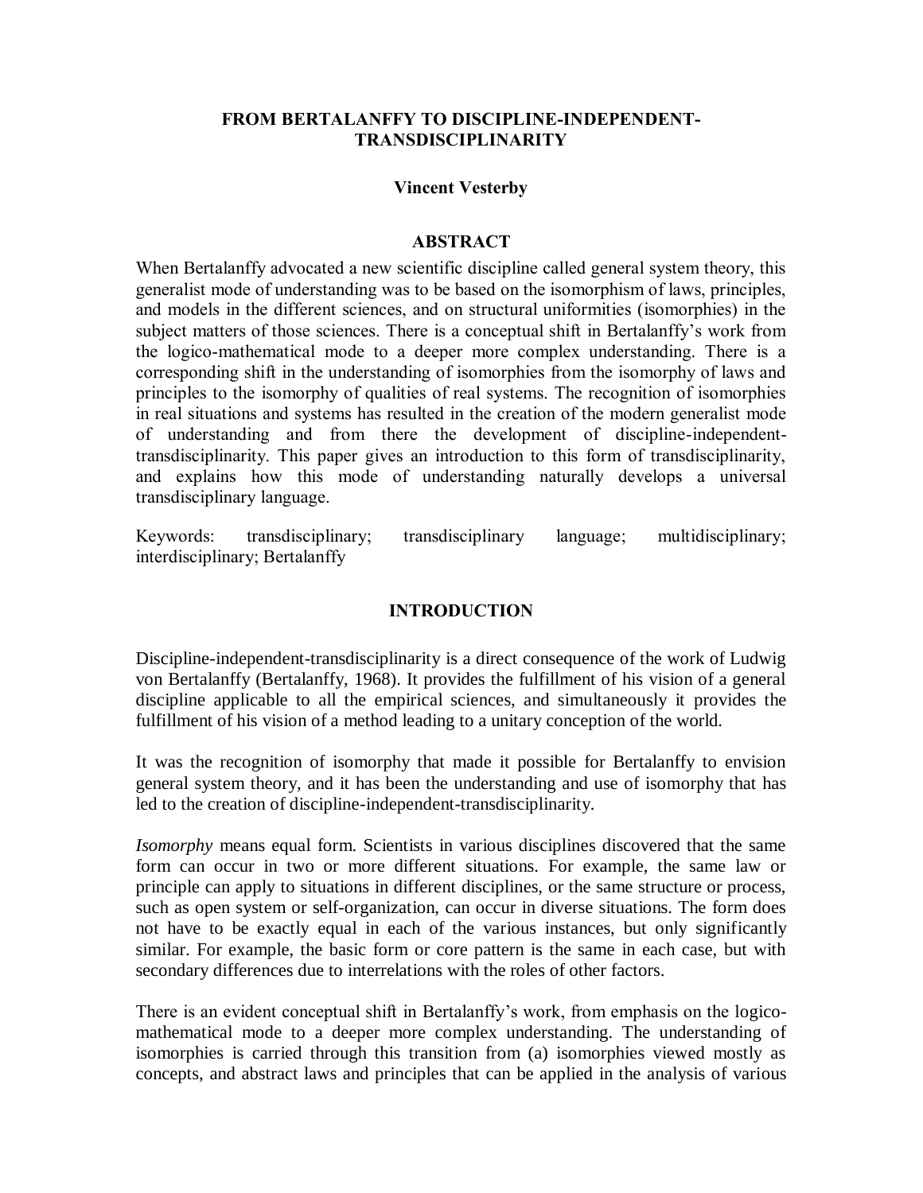# FROM BERTALANFFY TO DISCIPLINE-INDEPENDENT-TRANSDISCIPLINARITY

**Vincent Vesterby**

## ABSTRACT

When Bertalanffy advocated a new scientific discipline called general system theory, this generalist mode of understanding was to be based on the isomorphism of laws, principles, and models in the different sciences, and on structural uniformities (isomorphies) in the subject matters of those sciences. There is a conceptual shift in Bertalanffy's work from the logico-mathematical mode to a deeper more complex understanding. There is a corresponding shift in the understanding of isomorphies from the isomorphy of laws and principles to the isomorphy of qualities of real systems. The recognition of isomorphies in real situations and systems has resulted in the creation of the modern generalist mode of understanding and from there the development of discipline-independent-transdisciplinarity. This paper gives an introduction to this form of transdisciplinarity, and explains how this mode of understanding naturally develops a universal transdisciplinary language.

Keywords: transdisciplinary; transdisciplinary language; multidisciplinary; interdisciplinary; Bertalanffy

## INTRODUCTION

Discipline-independent-transdisciplinarity is a direct consequence of the work of Ludwig von Bertalanffy (Bertalanffy, 1968). It provides the fulfillment of his vision of a general discipline applicable to all the empirical sciences, and simultaneously it provides the fulfillment of his vision of a method leading to a unitary conception of the world.

It was the recognition of isomorphy that made it possible for Bertalanffy to envision general system theory, and it has been the understanding and use of isomorphy that has led to the creation of discipline-independent-transdisciplinarity.

*Isomorphy* means equal form. Scientists in various disciplines discovered that the same form can occur in two or more different situations. For example, the same law or principle can apply to situations in different disciplines, or the same structure or process, such as open system or self-organization, can occur in diverse situations. The form does not have to be exactly equal in each of the various instances, but only significantly similar. For example, the basic form or core pattern is the same in each case, but with secondary differences due to interrelations with the roles of other factors.

There is an evident conceptual shift in Bertalanffy's work, from emphasis on the logico-mathematical mode to a deeper more complex understanding. The understanding of isomorphies is carried through this transition from (a) isomorphies viewed mostly as concepts, and abstract laws and principles that can be applied in the analysis of various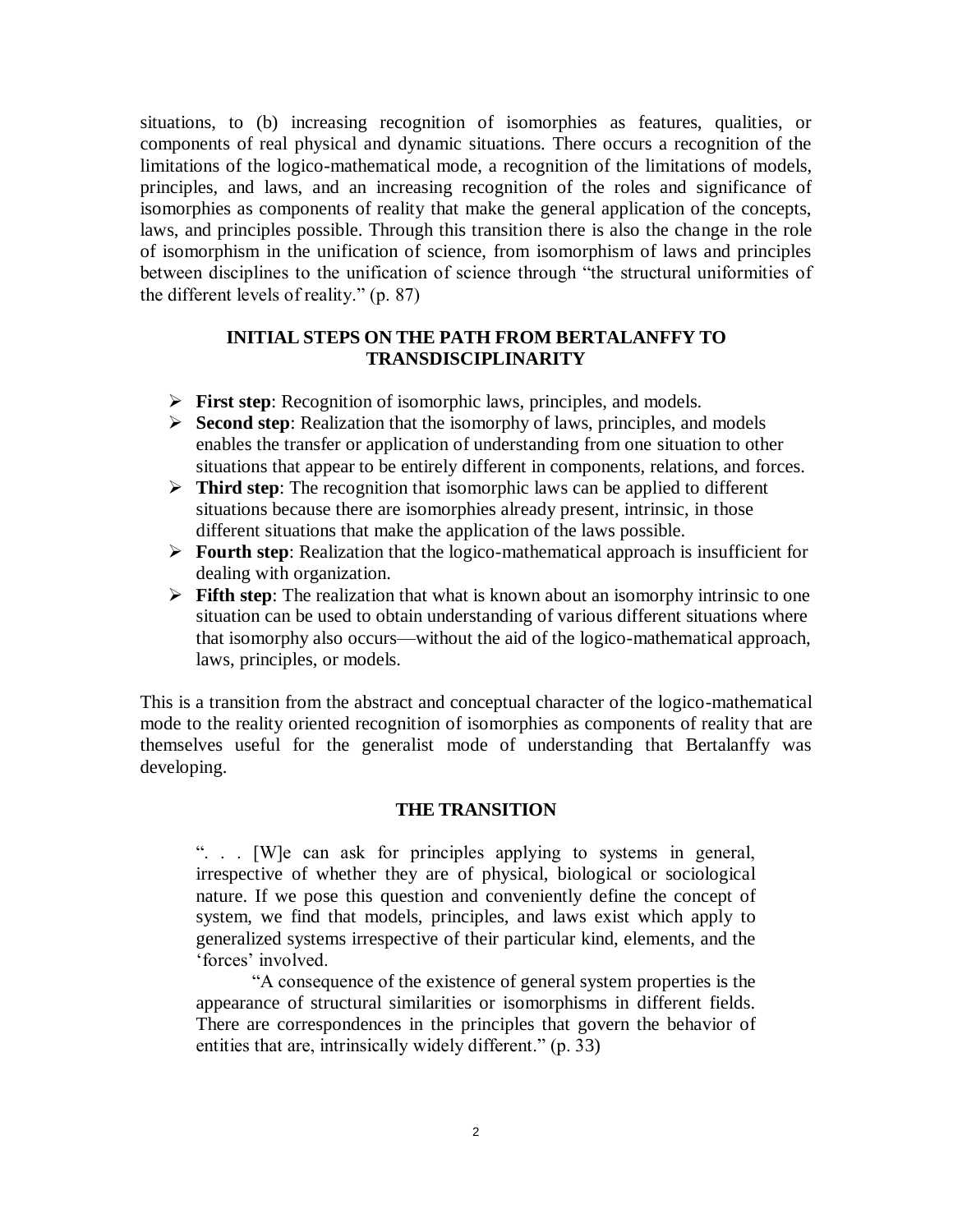situations, to (b) increasing recognition of isomorphies as features, qualities, or components of real physical and dynamic situations. There occurs a recognition of the limitations of the logico-mathematical mode, a recognition of the limitations of models, principles, and laws, and an increasing recognition of the roles and significance of isomorphies as components of reality that make the general application of the concepts, laws, and principles possible. Through this transition there is also the change in the role of isomorphism in the unification of science, from isomorphism of laws and principles between disciplines to the unification of science through "the structural uniformities of the different levels of reality." (p. 87)

## INITIAL STEPS ON THE PATH FROM BERTALANFFY TO TRANSDISCIPLINARITY

- **First step**: Recognition of isomorphic laws, principles, and models.
- **Second step**: Realization that the isomorphy of laws, principles, and models enables the transfer or application of understanding from one situation to other situations that appear to be entirely different in components, relations, and forces.
- **Third step**: The recognition that isomorphic laws can be applied to different situations because there are isomorphies already present, intrinsic, in those different situations that make the application of the laws possible.
- **Fourth step**: Realization that the logico-mathematical approach is insufficient for dealing with organization.
- **Fifth step**: The realization that what is known about an isomorphy intrinsic to one situation can be used to obtain understanding of various different situations where that isomorphy also occurs—without the aid of the logico-mathematical approach, laws, principles, or models.

This is a transition from the abstract and conceptual character of the logico-mathematical mode to the reality oriented recognition of isomorphies as components of reality that are themselves useful for the generalist mode of understanding that Bertalanffy was developing.

## THE TRANSITION

> ". . . [W]e can ask for principles applying to systems in general, irrespective of whether they are of physical, biological or sociological nature. If we pose this question and conveniently define the concept of system, we find that models, principles, and laws exist which apply to generalized systems irrespective of their particular kind, elements, and the 'forces' involved.
>
> "A consequence of the existence of general system properties is the appearance of structural similarities or isomorphisms in different fields. There are correspondences in the principles that govern the behavior of entities that are, intrinsically widely different." (p. 33)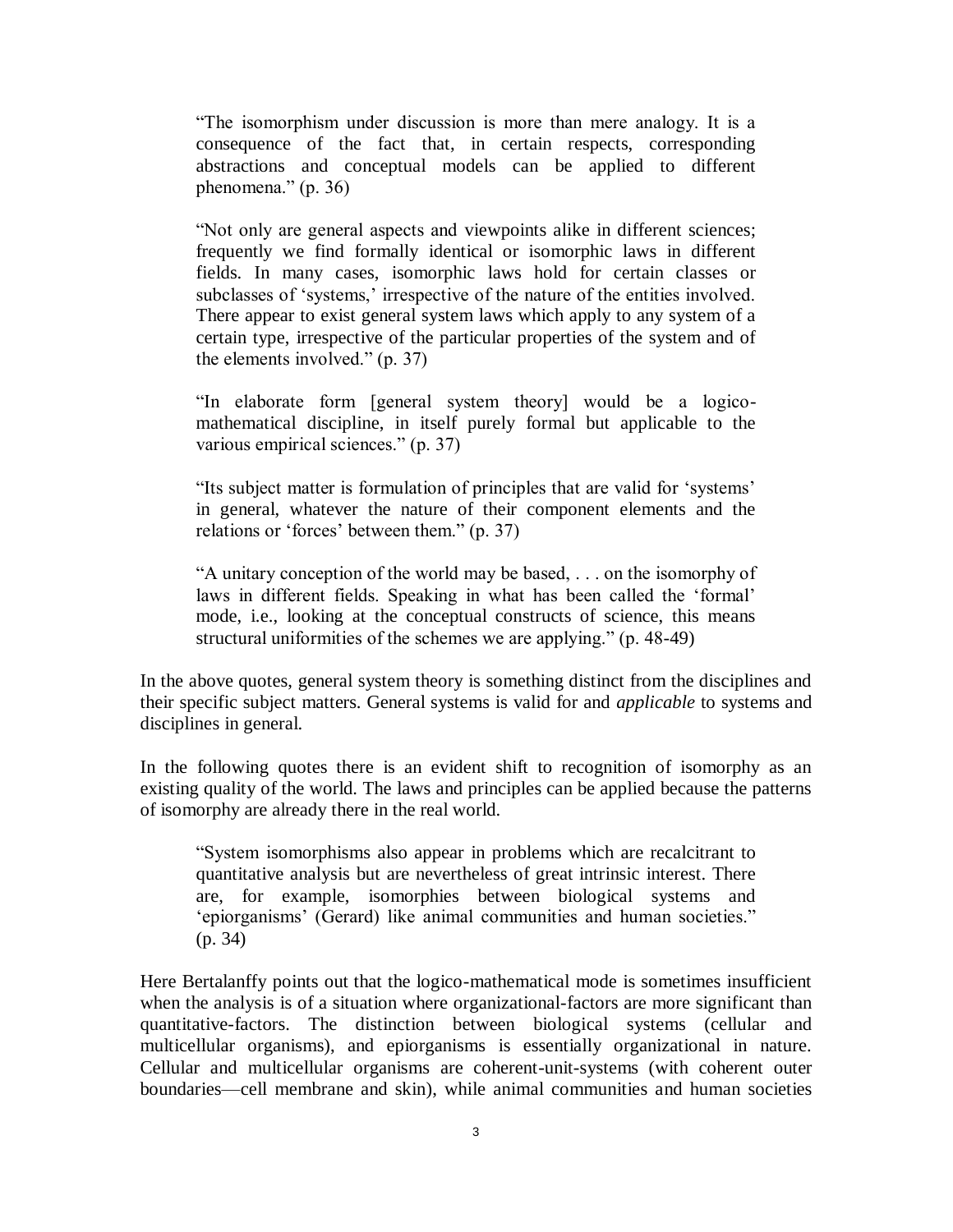> "The isomorphism under discussion is more than mere analogy. It is a consequence of the fact that, in certain respects, corresponding abstractions and conceptual models can be applied to different phenomena." (p. 36)

> "Not only are general aspects and viewpoints alike in different sciences; frequently we find formally identical or isomorphic laws in different fields. In many cases, isomorphic laws hold for certain classes or subclasses of 'systems,' irrespective of the nature of the entities involved. There appear to exist general system laws which apply to any system of a certain type, irrespective of the particular properties of the system and of the elements involved." (p. 37)

> "In elaborate form [general system theory] would be a logico-mathematical discipline, in itself purely formal but applicable to the various empirical sciences." (p. 37)

> "Its subject matter is formulation of principles that are valid for 'systems' in general, whatever the nature of their component elements and the relations or 'forces' between them." (p. 37)

> "A unitary conception of the world may be based, . . . on the isomorphy of laws in different fields. Speaking in what has been called the 'formal' mode, i.e., looking at the conceptual constructs of science, this means structural uniformities of the schemes we are applying." (p. 48-49)

In the above quotes, general system theory is something distinct from the disciplines and their specific subject matters. General systems is valid for and *applicable* to systems and disciplines in general.

In the following quotes there is an evident shift to recognition of isomorphy as an existing quality of the world. The laws and principles can be applied because the patterns of isomorphy are already there in the real world.

> "System isomorphisms also appear in problems which are recalcitrant to quantitative analysis but are nevertheless of great intrinsic interest. There are, for example, isomorphies between biological systems and 'epiorganisms' (Gerard) like animal communities and human societies." (p. 34)

Here Bertalanffy points out that the logico-mathematical mode is sometimes insufficient when the analysis is of a situation where organizational-factors are more significant than quantitative-factors. The distinction between biological systems (cellular and multicellular organisms), and epiorganisms is essentially organizational in nature. Cellular and multicellular organisms are coherent-unit-systems (with coherent outer boundaries—cell membrane and skin), while animal communities and human societies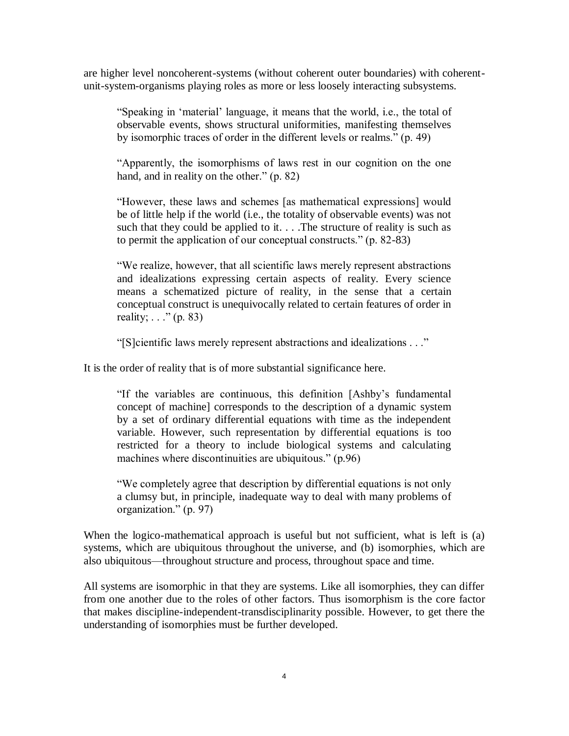are higher level noncoherent-systems (without coherent outer boundaries) with coherent-unit-system-organisms playing roles as more or less loosely interacting subsystems.

> "Speaking in 'material' language, it means that the world, i.e., the total of observable events, shows structural uniformities, manifesting themselves by isomorphic traces of order in the different levels or realms." (p. 49)

> "Apparently, the isomorphisms of laws rest in our cognition on the one hand, and in reality on the other." (p. 82)

> "However, these laws and schemes [as mathematical expressions] would be of little help if the world (i.e., the totality of observable events) was not such that they could be applied to it. . . .The structure of reality is such as to permit the application of our conceptual constructs." (p. 82-83)

> "We realize, however, that all scientific laws merely represent abstractions and idealizations expressing certain aspects of reality. Every science means a schematized picture of reality, in the sense that a certain conceptual construct is unequivocally related to certain features of order in reality; . . ." (p. 83)

> "[S]cientific laws merely represent abstractions and idealizations . . ."

It is the order of reality that is of more substantial significance here.

> "If the variables are continuous, this definition [Ashby's fundamental concept of machine] corresponds to the description of a dynamic system by a set of ordinary differential equations with time as the independent variable. However, such representation by differential equations is too restricted for a theory to include biological systems and calculating machines where discontinuities are ubiquitous." (p.96)

> "We completely agree that description by differential equations is not only a clumsy but, in principle, inadequate way to deal with many problems of organization." (p. 97)

When the logico-mathematical approach is useful but not sufficient, what is left is (a) systems, which are ubiquitous throughout the universe, and (b) isomorphies, which are also ubiquitous—throughout structure and process, throughout space and time.

All systems are isomorphic in that they are systems. Like all isomorphies, they can differ from one another due to the roles of other factors. Thus isomorphism is the core factor that makes discipline-independent-transdisciplinarity possible. However, to get there the understanding of isomorphies must be further developed.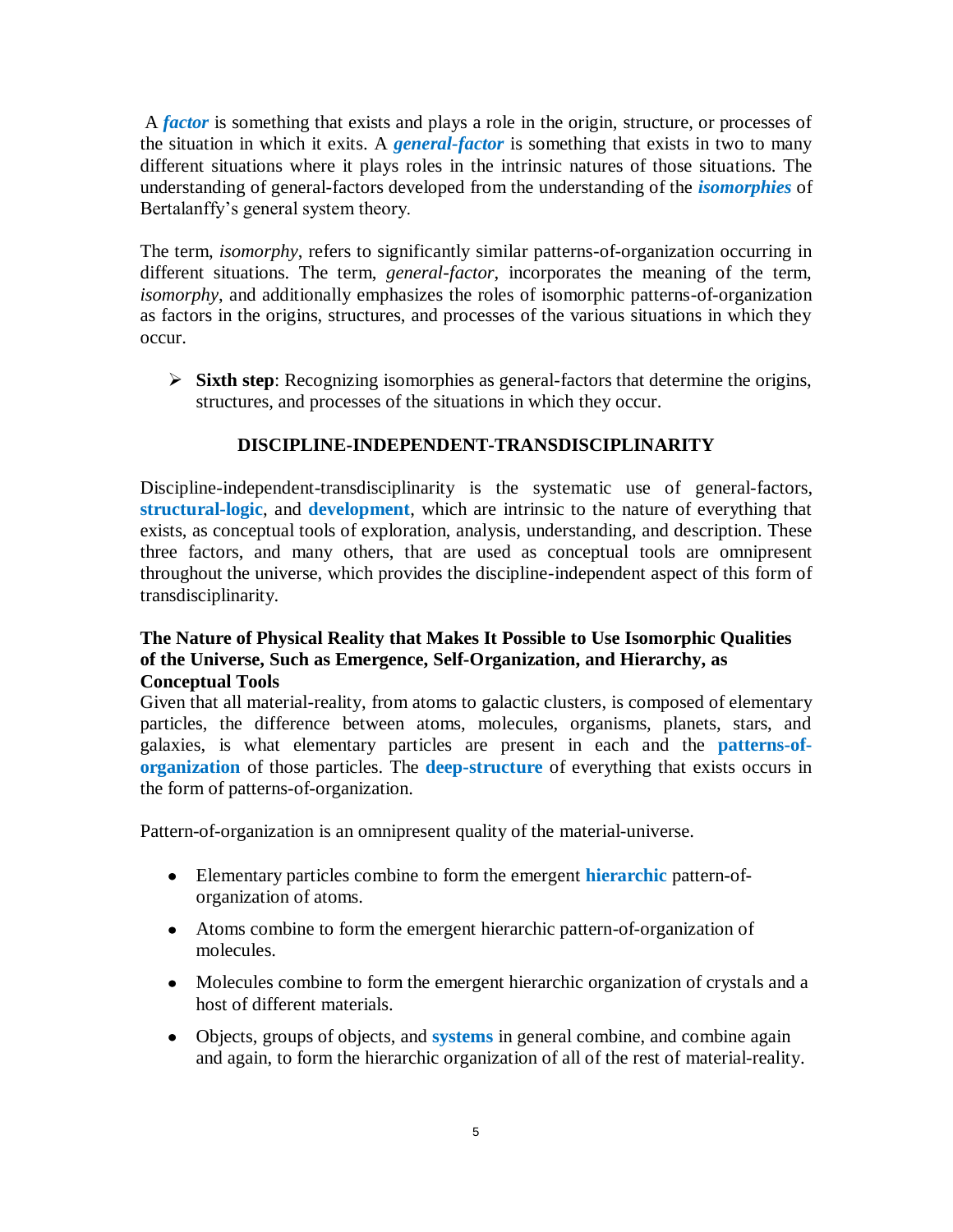A ***factor*** is something that exists and plays a role in the origin, structure, or processes of the situation in which it exits. A ***general-factor*** is something that exists in two to many different situations where it plays roles in the intrinsic natures of those situations. The understanding of general-factors developed from the understanding of the ***isomorphies*** of Bertalanffy's general system theory.

The term, *isomorphy*, refers to significantly similar patterns-of-organization occurring in different situations. The term, *general-factor*, incorporates the meaning of the term, *isomorphy*, and additionally emphasizes the roles of isomorphic patterns-of-organization as factors in the origins, structures, and processes of the various situations in which they occur.

- **Sixth step**: Recognizing isomorphies as general-factors that determine the origins, structures, and processes of the situations in which they occur.

## DISCIPLINE-INDEPENDENT-TRANSDISCIPLINARITY

Discipline-independent-transdisciplinarity is the systematic use of general-factors, **structural-logic**, and **development**, which are intrinsic to the nature of everything that exists, as conceptual tools of exploration, analysis, understanding, and description. These three factors, and many others, that are used as conceptual tools are omnipresent throughout the universe, which provides the discipline-independent aspect of this form of transdisciplinarity.

### The Nature of Physical Reality that Makes It Possible to Use Isomorphic Qualities of the Universe, Such as Emergence, Self-Organization, and Hierarchy, as Conceptual Tools

Given that all material-reality, from atoms to galactic clusters, is composed of elementary particles, the difference between atoms, molecules, organisms, planets, stars, and galaxies, is what elementary particles are present in each and the **patterns-of-organization** of those particles. The **deep-structure** of everything that exists occurs in the form of patterns-of-organization.

Pattern-of-organization is an omnipresent quality of the material-universe.

- Elementary particles combine to form the emergent **hierarchic** pattern-of-organization of atoms.
- Atoms combine to form the emergent hierarchic pattern-of-organization of molecules.
- Molecules combine to form the emergent hierarchic organization of crystals and a host of different materials.
- Objects, groups of objects, and **systems** in general combine, and combine again and again, to form the hierarchic organization of all of the rest of material-reality.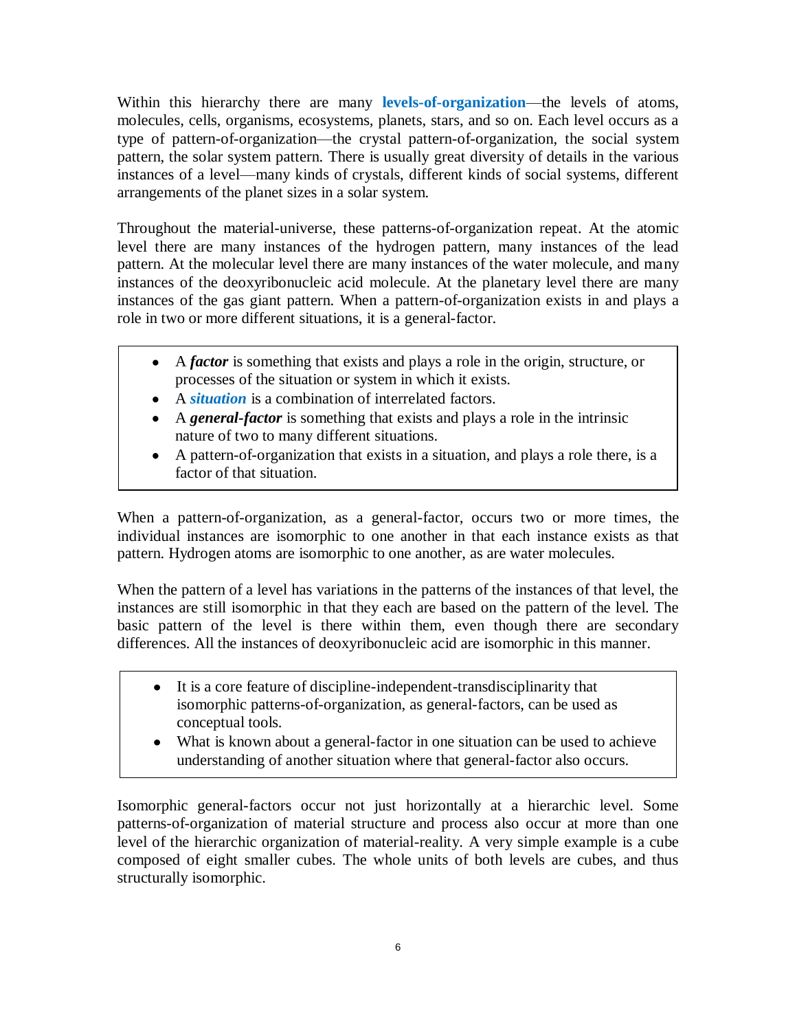Within this hierarchy there are many **levels-of-organization**—the levels of atoms, molecules, cells, organisms, ecosystems, planets, stars, and so on. Each level occurs as a type of pattern-of-organization—the crystal pattern-of-organization, the social system pattern, the solar system pattern. There is usually great diversity of details in the various instances of a level—many kinds of crystals, different kinds of social systems, different arrangements of the planet sizes in a solar system.

Throughout the material-universe, these patterns-of-organization repeat. At the atomic level there are many instances of the hydrogen pattern, many instances of the lead pattern. At the molecular level there are many instances of the water molecule, and many instances of the deoxyribonucleic acid molecule. At the planetary level there are many instances of the gas giant pattern. When a pattern-of-organization exists in and plays a role in two or more different situations, it is a general-factor.

- A ***factor*** is something that exists and plays a role in the origin, structure, or processes of the situation or system in which it exists.
- A ***situation*** is a combination of interrelated factors.
- A ***general-factor*** is something that exists and plays a role in the intrinsic nature of two to many different situations.
- A pattern-of-organization that exists in a situation, and plays a role there, is a factor of that situation.

When a pattern-of-organization, as a general-factor, occurs two or more times, the individual instances are isomorphic to one another in that each instance exists as that pattern. Hydrogen atoms are isomorphic to one another, as are water molecules.

When the pattern of a level has variations in the patterns of the instances of that level, the instances are still isomorphic in that they each are based on the pattern of the level. The basic pattern of the level is there within them, even though there are secondary differences. All the instances of deoxyribonucleic acid are isomorphic in this manner.

- It is a core feature of discipline-independent-transdisciplinarity that isomorphic patterns-of-organization, as general-factors, can be used as conceptual tools.
- What is known about a general-factor in one situation can be used to achieve understanding of another situation where that general-factor also occurs.

Isomorphic general-factors occur not just horizontally at a hierarchic level. Some patterns-of-organization of material structure and process also occur at more than one level of the hierarchic organization of material-reality. A very simple example is a cube composed of eight smaller cubes. The whole units of both levels are cubes, and thus structurally isomorphic.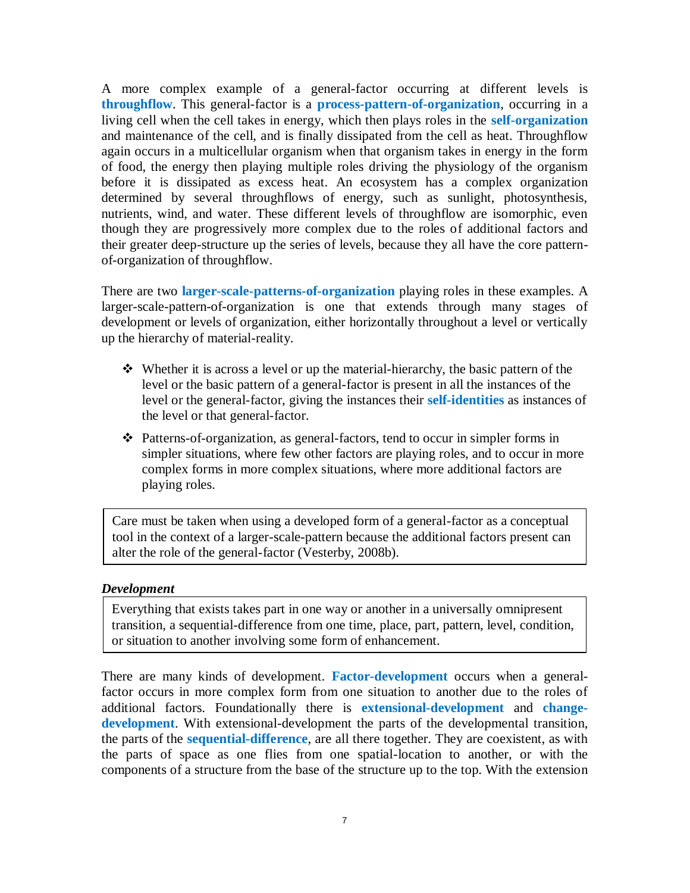A more complex example of a general-factor occurring at different levels is **throughflow**. This general-factor is a **process-pattern-of-organization**, occurring in a living cell when the cell takes in energy, which then plays roles in the **self-organization** and maintenance of the cell, and is finally dissipated from the cell as heat. Throughflow again occurs in a multicellular organism when that organism takes in energy in the form of food, the energy then playing multiple roles driving the physiology of the organism before it is dissipated as excess heat. An ecosystem has a complex organization determined by several throughflows of energy, such as sunlight, photosynthesis, nutrients, wind, and water. These different levels of throughflow are isomorphic, even though they are progressively more complex due to the roles of additional factors and their greater deep-structure up the series of levels, because they all have the core pattern-of-organization of throughflow.

There are two **larger-scale-patterns-of-organization** playing roles in these examples. A larger-scale-pattern-of-organization is one that extends through many stages of development or levels of organization, either horizontally throughout a level or vertically up the hierarchy of material-reality.

- Whether it is across a level or up the material-hierarchy, the basic pattern of the level or the basic pattern of a general-factor is present in all the instances of the level or the general-factor, giving the instances their **self-identities** as instances of the level or that general-factor.
- Patterns-of-organization, as general-factors, tend to occur in simpler forms in simpler situations, where few other factors are playing roles, and to occur in more complex forms in more complex situations, where more additional factors are playing roles.

> Care must be taken when using a developed form of a general-factor as a conceptual tool in the context of a larger-scale-pattern because the additional factors present can alter the role of the general-factor (Vesterby, 2008b).

***Development***

> Everything that exists takes part in one way or another in a universally omnipresent transition, a sequential-difference from one time, place, part, pattern, level, condition, or situation to another involving some form of enhancement.

There are many kinds of development. **Factor-development** occurs when a general-factor occurs in more complex form from one situation to another due to the roles of additional factors. Foundationally there is **extensional-development** and **change-development**. With extensional-development the parts of the developmental transition, the parts of the **sequential-difference**, are all there together. They are coexistent, as with the parts of space as one flies from one spatial-location to another, or with the components of a structure from the base of the structure up to the top. With the extension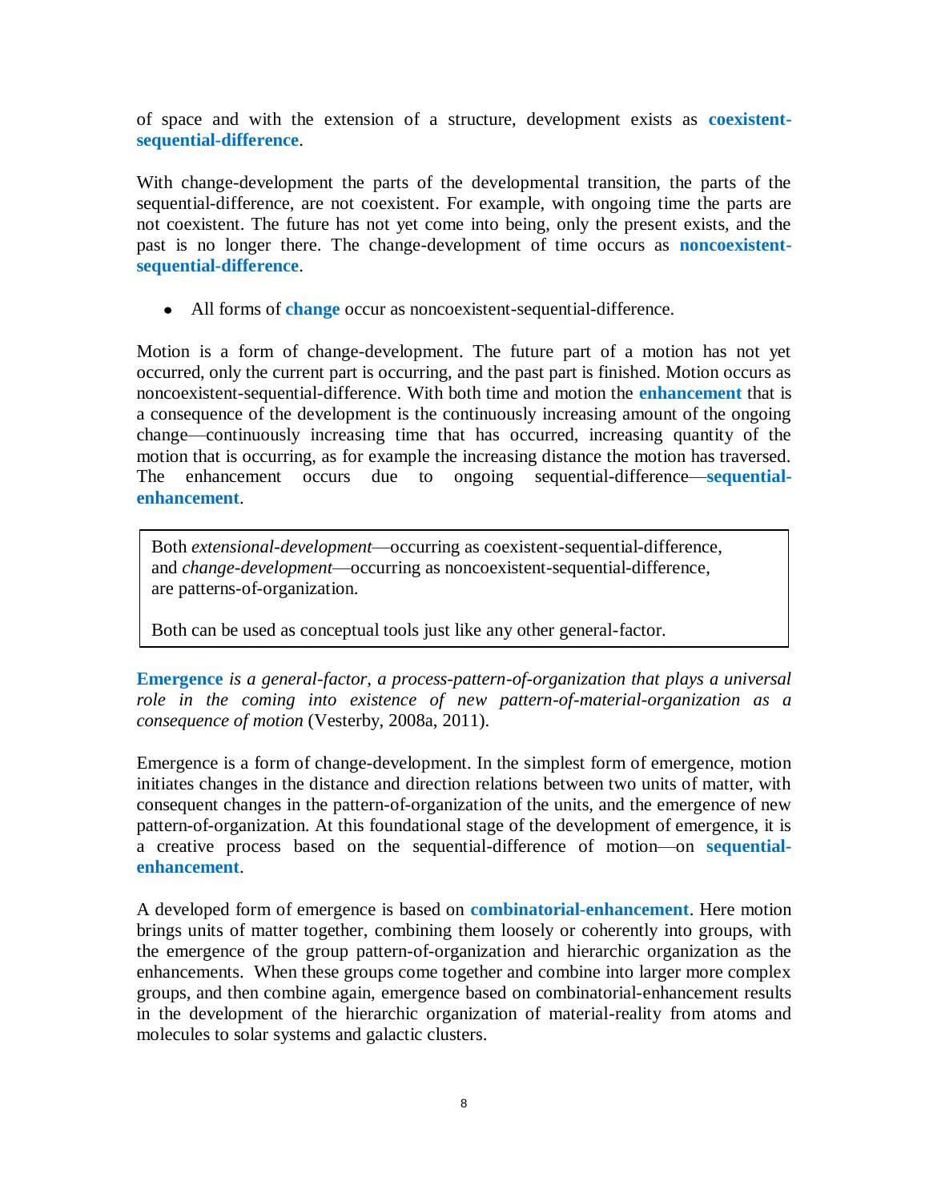of space and with the extension of a structure, development exists as **coexistent-sequential-difference**.

With change-development the parts of the developmental transition, the parts of the sequential-difference, are not coexistent. For example, with ongoing time the parts are not coexistent. The future has not yet come into being, only the present exists, and the past is no longer there. The change-development of time occurs as **noncoexistent-sequential-difference**.

- All forms of **change** occur as noncoexistent-sequential-difference.

Motion is a form of change-development. The future part of a motion has not yet occurred, only the current part is occurring, and the past part is finished. Motion occurs as noncoexistent-sequential-difference. With both time and motion the **enhancement** that is a consequence of the development is the continuously increasing amount of the ongoing change—continuously increasing time that has occurred, increasing quantity of the motion that is occurring, as for example the increasing distance the motion has traversed. The enhancement occurs due to ongoing sequential-difference—**sequential-enhancement**.

> Both *extensional-development*—occurring as coexistent-sequential-difference, and *change-development*—occurring as noncoexistent-sequential-difference, are patterns-of-organization.
>
> Both can be used as conceptual tools just like any other general-factor.

**Emergence** *is a general-factor, a process-pattern-of-organization that plays a universal role in the coming into existence of new pattern-of-material-organization as a consequence of motion* (Vesterby, 2008a, 2011).

Emergence is a form of change-development. In the simplest form of emergence, motion initiates changes in the distance and direction relations between two units of matter, with consequent changes in the pattern-of-organization of the units, and the emergence of new pattern-of-organization. At this foundational stage of the development of emergence, it is a creative process based on the sequential-difference of motion—on **sequential-enhancement**.

A developed form of emergence is based on **combinatorial-enhancement**. Here motion brings units of matter together, combining them loosely or coherently into groups, with the emergence of the group pattern-of-organization and hierarchic organization as the enhancements. When these groups come together and combine into larger more complex groups, and then combine again, emergence based on combinatorial-enhancement results in the development of the hierarchic organization of material-reality from atoms and molecules to solar systems and galactic clusters.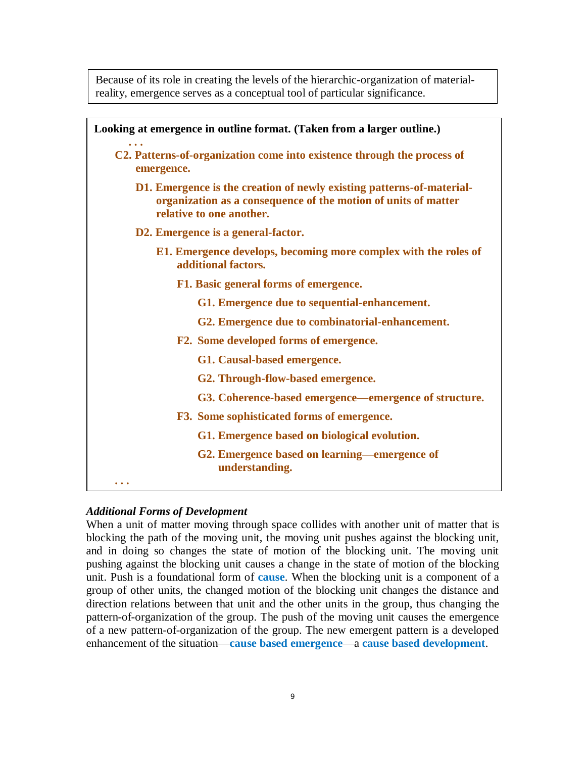Because of its role in creating the levels of the hierarchic-organization of material-reality, emergence serves as a conceptual tool of particular significance.

**Looking at emergence in outline format. (Taken from a larger outline.)**

. . .

- **C2. Patterns-of-organization come into existence through the process of emergence.**
  - **D1. Emergence is the creation of newly existing patterns-of-material-organization as a consequence of the motion of units of matter relative to one another.**
  - **D2. Emergence is a general-factor.**
    - **E1. Emergence develops, becoming more complex with the roles of additional factors.**
      - **F1. Basic general forms of emergence.**
        - **G1. Emergence due to sequential-enhancement.**
        - **G2. Emergence due to combinatorial-enhancement.**
      - **F2. Some developed forms of emergence.**
        - **G1. Causal-based emergence.**
        - **G2. Through-flow-based emergence.**
        - **G3. Coherence-based emergence—emergence of structure.**
      - **F3. Some sophisticated forms of emergence.**
        - **G1. Emergence based on biological evolution.**
        - **G2. Emergence based on learning—emergence of understanding.**

. . .

***Additional Forms of Development***

When a unit of matter moving through space collides with another unit of matter that is blocking the path of the moving unit, the moving unit pushes against the blocking unit, and in doing so changes the state of motion of the blocking unit. The moving unit pushing against the blocking unit causes a change in the state of motion of the blocking unit. Push is a foundational form of **cause**. When the blocking unit is a component of a group of other units, the changed motion of the blocking unit changes the distance and direction relations between that unit and the other units in the group, thus changing the pattern-of-organization of the group. The push of the moving unit causes the emergence of a new pattern-of-organization of the group. The new emergent pattern is a developed enhancement of the situation—**cause based emergence**—a **cause based development**.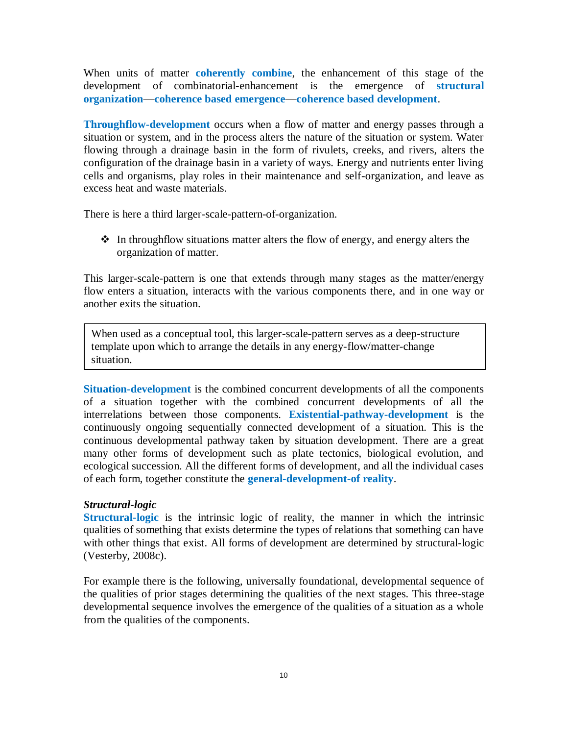When units of matter **coherently combine**, the enhancement of this stage of the development of combinatorial-enhancement is the emergence of **structural organization**—**coherence based emergence**—**coherence based development**.

**Throughflow-development** occurs when a flow of matter and energy passes through a situation or system, and in the process alters the nature of the situation or system. Water flowing through a drainage basin in the form of rivulets, creeks, and rivers, alters the configuration of the drainage basin in a variety of ways. Energy and nutrients enter living cells and organisms, play roles in their maintenance and self-organization, and leave as excess heat and waste materials.

There is here a third larger-scale-pattern-of-organization.

- In throughflow situations matter alters the flow of energy, and energy alters the organization of matter.

This larger-scale-pattern is one that extends through many stages as the matter/energy flow enters a situation, interacts with the various components there, and in one way or another exits the situation.

> When used as a conceptual tool, this larger-scale-pattern serves as a deep-structure template upon which to arrange the details in any energy-flow/matter-change situation.

**Situation-development** is the combined concurrent developments of all the components of a situation together with the combined concurrent developments of all the interrelations between those components. **Existential-pathway-development** is the continuously ongoing sequentially connected development of a situation. This is the continuous developmental pathway taken by situation development. There are a great many other forms of development such as plate tectonics, biological evolution, and ecological succession. All the different forms of development, and all the individual cases of each form, together constitute the **general-development-of reality**.

***Structural-logic***

**Structural-logic** is the intrinsic logic of reality, the manner in which the intrinsic qualities of something that exists determine the types of relations that something can have with other things that exist. All forms of development are determined by structural-logic (Vesterby, 2008c).

For example there is the following, universally foundational, developmental sequence of the qualities of prior stages determining the qualities of the next stages. This three-stage developmental sequence involves the emergence of the qualities of a situation as a whole from the qualities of the components.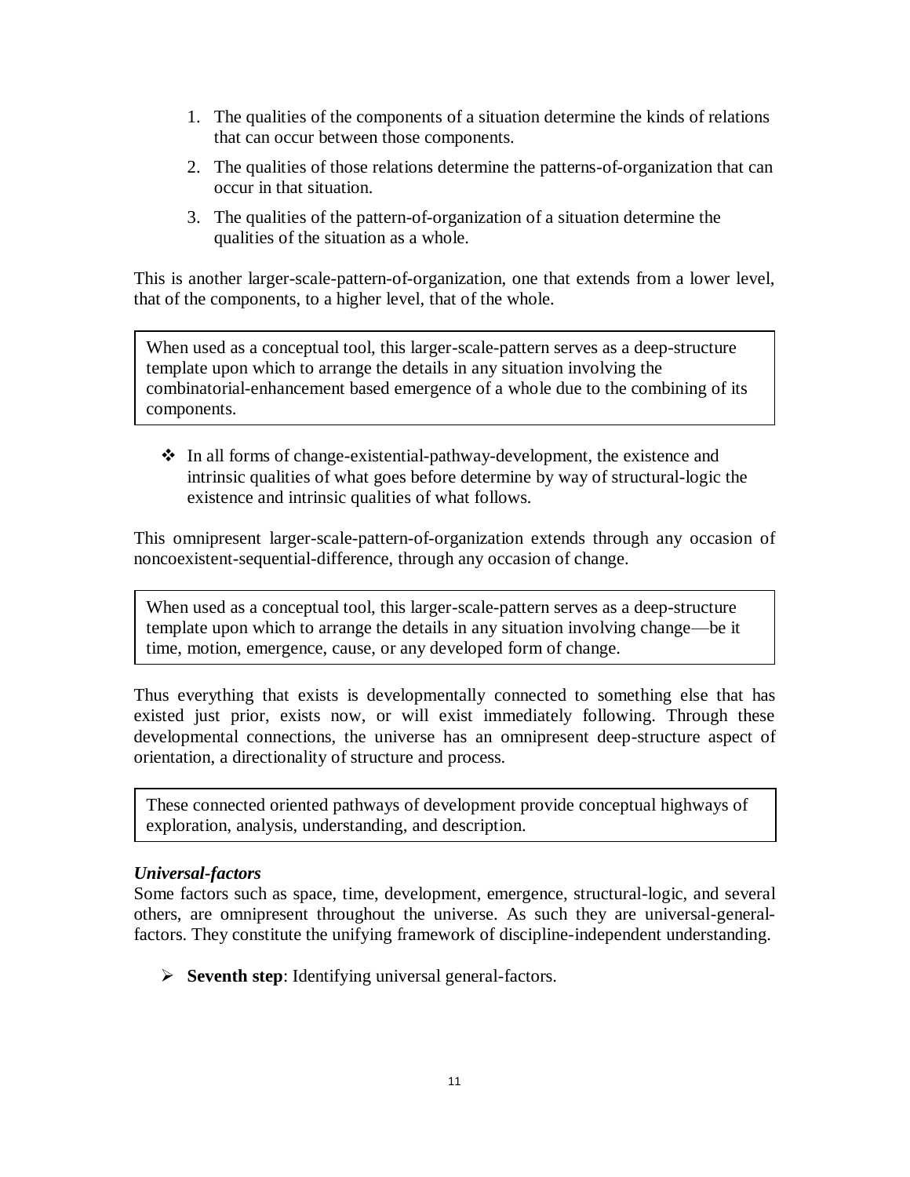1. The qualities of the components of a situation determine the kinds of relations that can occur between those components.
2. The qualities of those relations determine the patterns-of-organization that can occur in that situation.
3. The qualities of the pattern-of-organization of a situation determine the qualities of the situation as a whole.

This is another larger-scale-pattern-of-organization, one that extends from a lower level, that of the components, to a higher level, that of the whole.

> When used as a conceptual tool, this larger-scale-pattern serves as a deep-structure template upon which to arrange the details in any situation involving the combinatorial-enhancement based emergence of a whole due to the combining of its components.

- In all forms of change-existential-pathway-development, the existence and intrinsic qualities of what goes before determine by way of structural-logic the existence and intrinsic qualities of what follows.

This omnipresent larger-scale-pattern-of-organization extends through any occasion of noncoexistent-sequential-difference, through any occasion of change.

> When used as a conceptual tool, this larger-scale-pattern serves as a deep-structure template upon which to arrange the details in any situation involving change—be it time, motion, emergence, cause, or any developed form of change.

Thus everything that exists is developmentally connected to something else that has existed just prior, exists now, or will exist immediately following. Through these developmental connections, the universe has an omnipresent deep-structure aspect of orientation, a directionality of structure and process.

> These connected oriented pathways of development provide conceptual highways of exploration, analysis, understanding, and description.

***Universal-factors***

Some factors such as space, time, development, emergence, structural-logic, and several others, are omnipresent throughout the universe. As such they are universal-general-factors. They constitute the unifying framework of discipline-independent understanding.

- **Seventh step**: Identifying universal general-factors.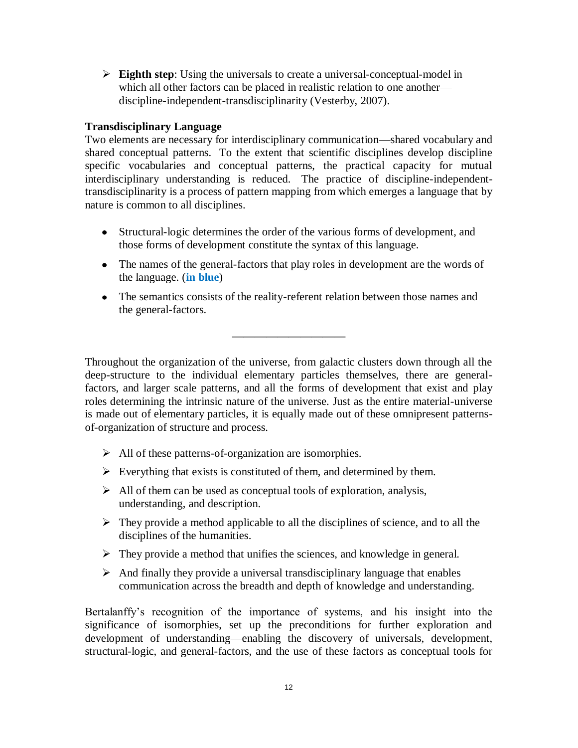- **Eighth step**: Using the universals to create a universal-conceptual-model in which all other factors can be placed in realistic relation to one another—discipline-independent-transdisciplinarity (Vesterby, 2007).

**Transdisciplinary Language**

Two elements are necessary for interdisciplinary communication—shared vocabulary and shared conceptual patterns. To the extent that scientific disciplines develop discipline specific vocabularies and conceptual patterns, the practical capacity for mutual interdisciplinary understanding is reduced. The practice of discipline-independent-transdisciplinarity is a process of pattern mapping from which emerges a language that by nature is common to all disciplines.

- Structural-logic determines the order of the various forms of development, and those forms of development constitute the syntax of this language.
- The names of the general-factors that play roles in development are the words of the language. (**in blue**)
- The semantics consists of the reality-referent relation between those names and the general-factors.

---

Throughout the organization of the universe, from galactic clusters down through all the deep-structure to the individual elementary particles themselves, there are general-factors, and larger scale patterns, and all the forms of development that exist and play roles determining the intrinsic nature of the universe. Just as the entire material-universe is made out of elementary particles, it is equally made out of these omnipresent patterns-of-organization of structure and process.

- All of these patterns-of-organization are isomorphies.
- Everything that exists is constituted of them, and determined by them.
- All of them can be used as conceptual tools of exploration, analysis, understanding, and description.
- They provide a method applicable to all the disciplines of science, and to all the disciplines of the humanities.
- They provide a method that unifies the sciences, and knowledge in general.
- And finally they provide a universal transdisciplinary language that enables communication across the breadth and depth of knowledge and understanding.

Bertalanffy's recognition of the importance of systems, and his insight into the significance of isomorphies, set up the preconditions for further exploration and development of understanding—enabling the discovery of universals, development, structural-logic, and general-factors, and the use of these factors as conceptual tools for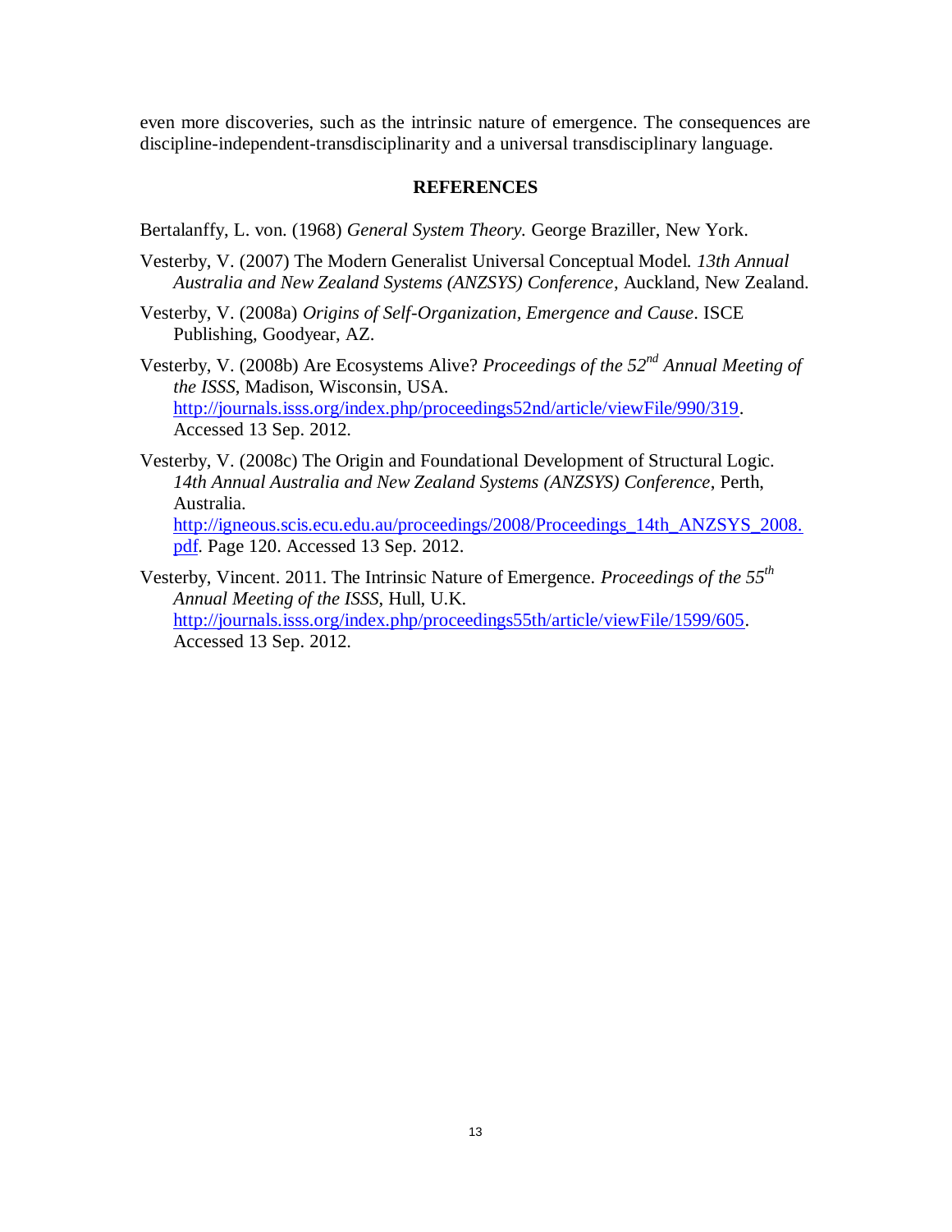even more discoveries, such as the intrinsic nature of emergence. The consequences are discipline-independent-transdisciplinarity and a universal transdisciplinary language.

## REFERENCES

Bertalanffy, L. von. (1968) *General System Theory.* George Braziller, New York.

Vesterby, V. (2007) The Modern Generalist Universal Conceptual Model. *13th Annual Australia and New Zealand Systems (ANZSYS) Conference*, Auckland, New Zealand.

Vesterby, V. (2008a) *Origins of Self-Organization, Emergence and Cause*. ISCE Publishing, Goodyear, AZ.

Vesterby, V. (2008b) Are Ecosystems Alive? *Proceedings of the 52nd Annual Meeting of the ISSS*, Madison, Wisconsin, USA. http://journals.isss.org/index.php/proceedings52nd/article/viewFile/990/319. Accessed 13 Sep. 2012.

Vesterby, V. (2008c) The Origin and Foundational Development of Structural Logic. *14th Annual Australia and New Zealand Systems (ANZSYS) Conference*, Perth, Australia. http://igneous.scis.ecu.edu.au/proceedings/2008/Proceedings_14th_ANZSYS_2008.pdf. Page 120. Accessed 13 Sep. 2012.

Vesterby, Vincent. 2011. The Intrinsic Nature of Emergence. *Proceedings of the 55th Annual Meeting of the ISSS*, Hull, U.K. http://journals.isss.org/index.php/proceedings55th/article/viewFile/1599/605. Accessed 13 Sep. 2012.